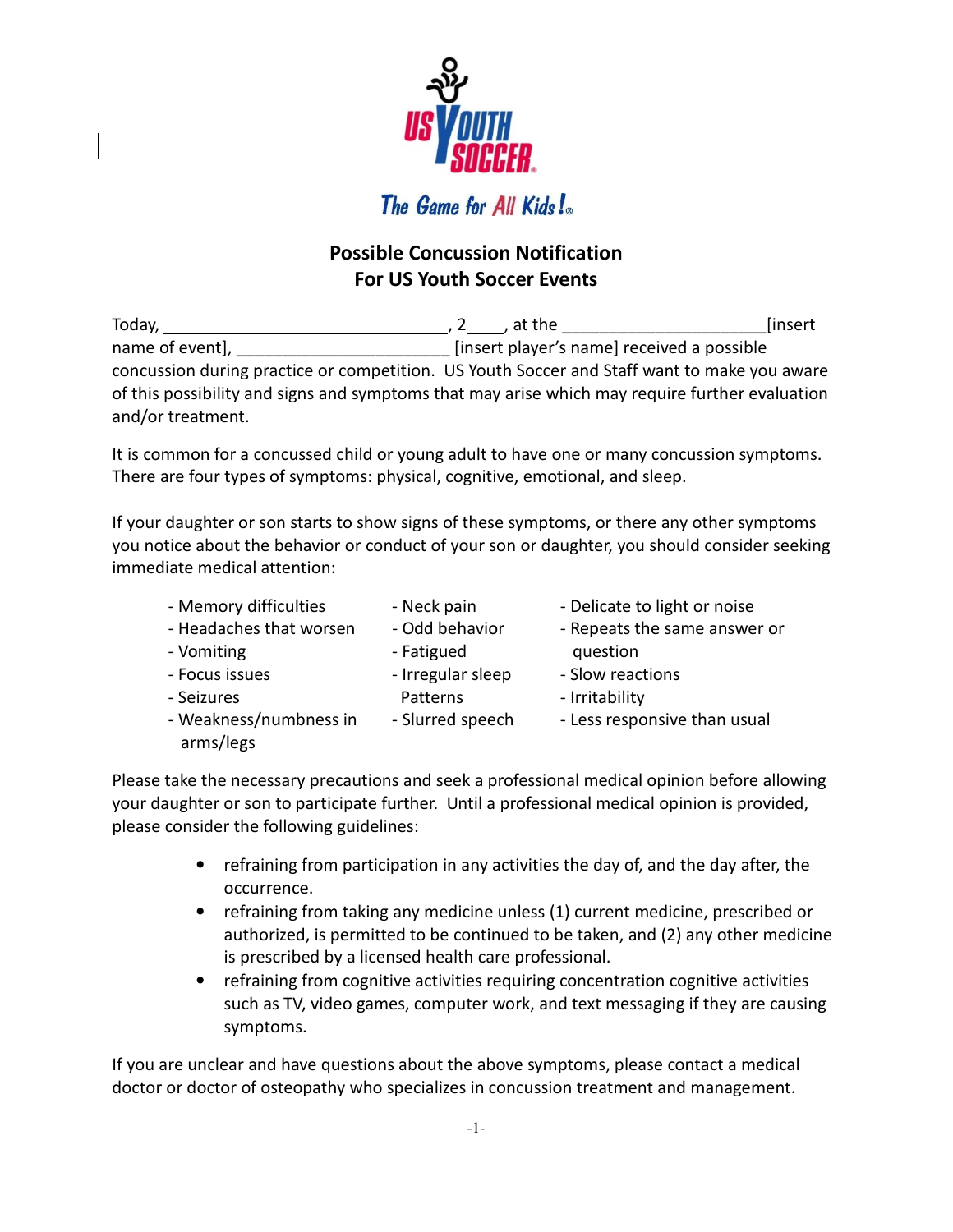US YOUTH SOCCER

*The Game for All Kids!*

## Possible Concussion Notification
## For US Youth Soccer Events

Today, ______________________________, 2____, at the _____________________[insert name of event], ______________________ [insert player's name] received a possible concussion during practice or competition. US Youth Soccer and Staff want to make you aware of this possibility and signs and symptoms that may arise which may require further evaluation and/or treatment.

It is common for a concussed child or young adult to have one or many concussion symptoms. There are four types of symptoms: physical, cognitive, emotional, and sleep.

If your daughter or son starts to show signs of these symptoms, or there any other symptoms you notice about the behavior or conduct of your son or daughter, you should consider seeking immediate medical attention:

- Memory difficulties
- Headaches that worsen
- Vomiting
- Focus issues
- Seizures
- Weakness/numbness in arms/legs
- Neck pain
- Odd behavior
- Fatigued
- Irregular sleep Patterns
- Slurred speech
- Delicate to light or noise
- Repeats the same answer or question
- Slow reactions
- Irritability
- Less responsive than usual

Please take the necessary precautions and seek a professional medical opinion before allowing your daughter or son to participate further. Until a professional medical opinion is provided, please consider the following guidelines:

- refraining from participation in any activities the day of, and the day after, the occurrence.
- refraining from taking any medicine unless (1) current medicine, prescribed or authorized, is permitted to be continued to be taken, and (2) any other medicine is prescribed by a licensed health care professional.
- refraining from cognitive activities requiring concentration cognitive activities such as TV, video games, computer work, and text messaging if they are causing symptoms.

If you are unclear and have questions about the above symptoms, please contact a medical doctor or doctor of osteopathy who specializes in concussion treatment and management.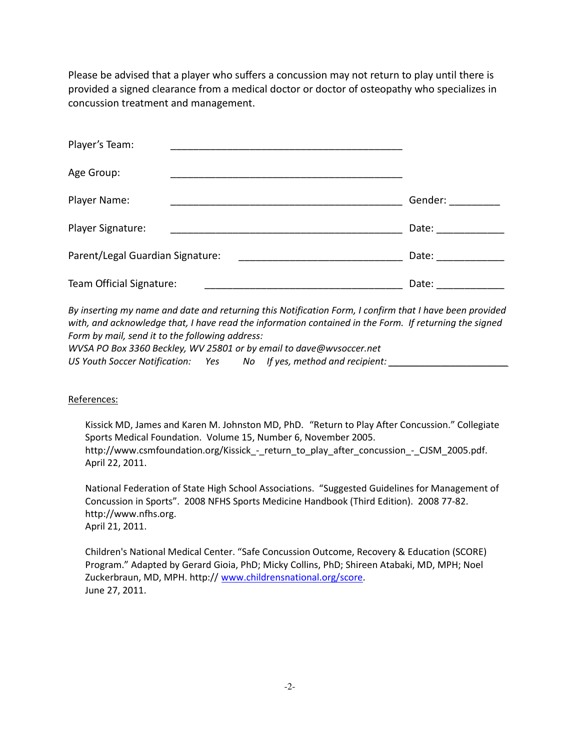Please be advised that a player who suffers a concussion may not return to play until there is provided a signed clearance from a medical doctor or doctor of osteopathy who specializes in concussion treatment and management.

Player's Team: ___________________________________________

Age Group: ___________________________________________

Player Name: ___________________________________________ Gender: _________

Player Signature: ___________________________________________ Date: ____________

Parent/Legal Guardian Signature: _____________________________ Date: ____________

Team Official Signature: ____________________________________ Date: ____________

*By inserting my name and date and returning this Notification Form, I confirm that I have been provided with, and acknowledge that, I have read the information contained in the Form. If returning the signed Form by mail, send it to the following address:*
*WVSA PO Box 3360 Beckley, WV 25801 or by email to dave@wvsoccer.net*
*US Youth Soccer Notification: Yes No If yes, method and recipient:* ______________________

References:

Kissick MD, James and Karen M. Johnston MD, PhD. "Return to Play After Concussion." Collegiate Sports Medical Foundation. Volume 15, Number 6, November 2005. http://www.csmfoundation.org/Kissick_-_return_to_play_after_concussion_-_CJSM_2005.pdf. April 22, 2011.

National Federation of State High School Associations. "Suggested Guidelines for Management of Concussion in Sports". 2008 NFHS Sports Medicine Handbook (Third Edition). 2008 77-82. http://www.nfhs.org.
April 21, 2011.

Children's National Medical Center. "Safe Concussion Outcome, Recovery & Education (SCORE) Program." Adapted by Gerard Gioia, PhD; Micky Collins, PhD; Shireen Atabaki, MD, MPH; Noel Zuckerbraun, MD, MPH. http:// www.childrensnational.org/score.
June 27, 2011.